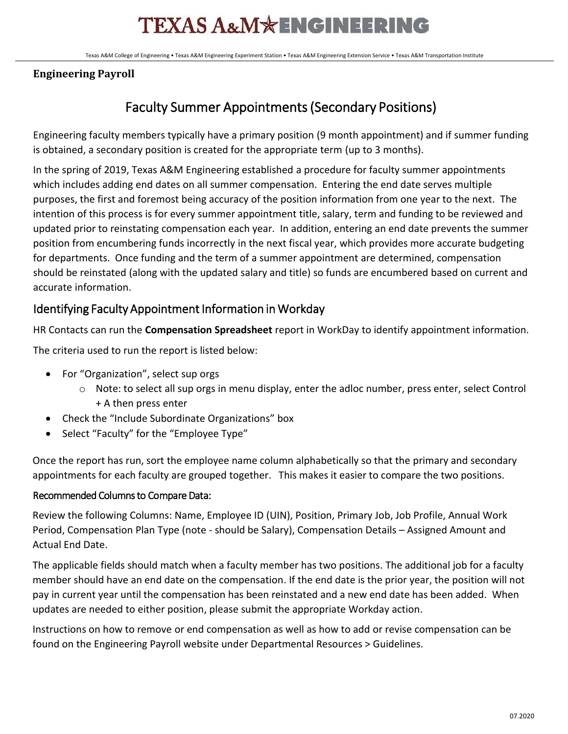# TEXAS A&M ENGINEERING

Texas A&M College of Engineering • Texas A&M Engineering Experiment Station • Texas A&M Engineering Extension Service • Texas A&M Transportation Institute

**Engineering Payroll**

## Faculty Summer Appointments (Secondary Positions)

Engineering faculty members typically have a primary position (9 month appointment) and if summer funding is obtained, a secondary position is created for the appropriate term (up to 3 months).

In the spring of 2019, Texas A&M Engineering established a procedure for faculty summer appointments which includes adding end dates on all summer compensation. Entering the end date serves multiple purposes, the first and foremost being accuracy of the position information from one year to the next. The intention of this process is for every summer appointment title, salary, term and funding to be reviewed and updated prior to reinstating compensation each year. In addition, entering an end date prevents the summer position from encumbering funds incorrectly in the next fiscal year, which provides more accurate budgeting for departments. Once funding and the term of a summer appointment are determined, compensation should be reinstated (along with the updated salary and title) so funds are encumbered based on current and accurate information.

### Identifying Faculty Appointment Information in Workday

HR Contacts can run the **Compensation Spreadsheet** report in WorkDay to identify appointment information.

The criteria used to run the report is listed below:

- For "Organization", select sup orgs
  - Note: to select all sup orgs in menu display, enter the adloc number, press enter, select Control + A then press enter
- Check the "Include Subordinate Organizations" box
- Select "Faculty" for the "Employee Type"

Once the report has run, sort the employee name column alphabetically so that the primary and secondary appointments for each faculty are grouped together. This makes it easier to compare the two positions.

#### Recommended Columns to Compare Data:

Review the following Columns: Name, Employee ID (UIN), Position, Primary Job, Job Profile, Annual Work Period, Compensation Plan Type (note - should be Salary), Compensation Details – Assigned Amount and Actual End Date.

The applicable fields should match when a faculty member has two positions. The additional job for a faculty member should have an end date on the compensation. If the end date is the prior year, the position will not pay in current year until the compensation has been reinstated and a new end date has been added. When updates are needed to either position, please submit the appropriate Workday action.

Instructions on how to remove or end compensation as well as how to add or revise compensation can be found on the Engineering Payroll website under Departmental Resources > Guidelines.

07.2020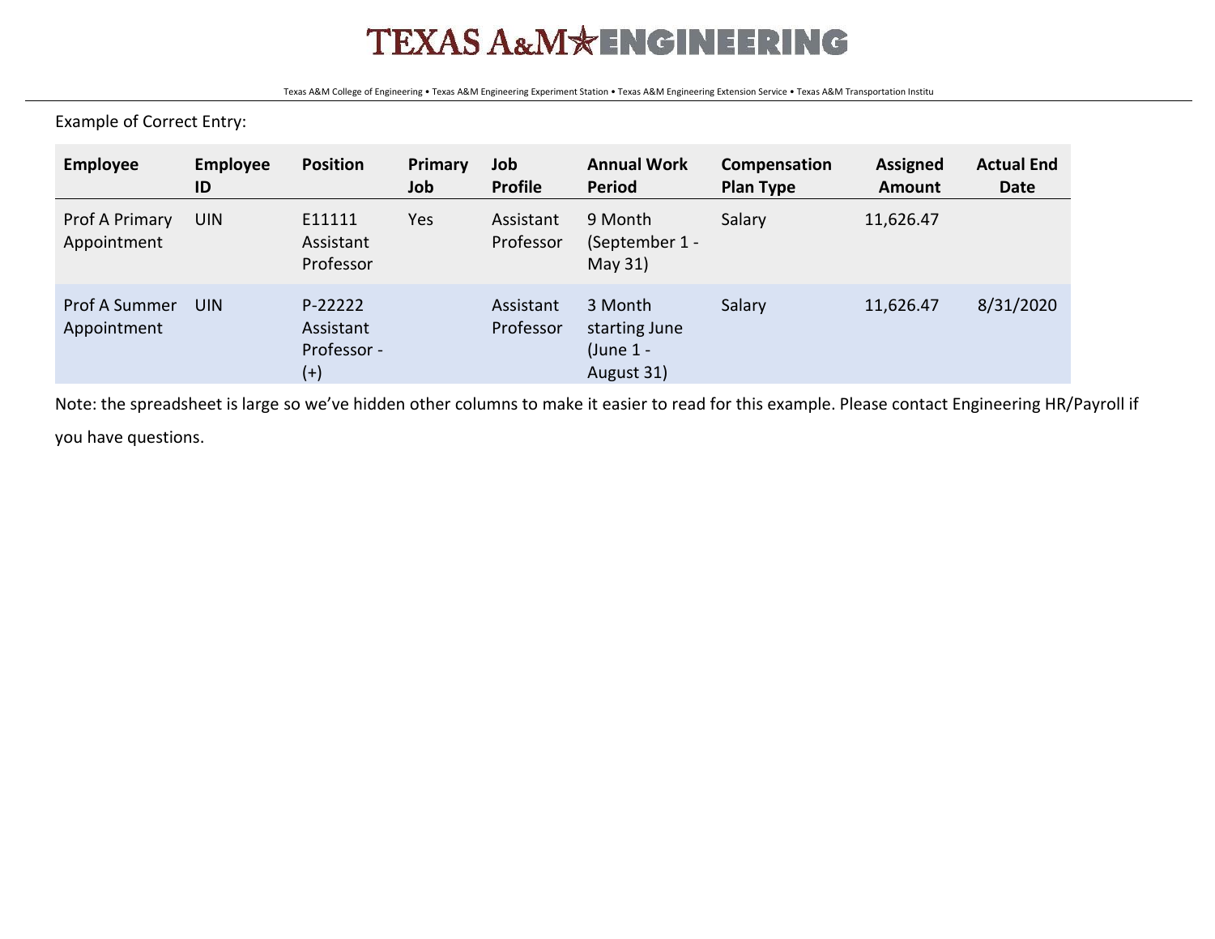Example of Correct Entry:

| Employee | Employee ID | Position | Primary Job | Job Profile | Annual Work Period | Compensation Plan Type | Assigned Amount | Actual End Date |
|---|---|---|---|---|---|---|---|---|
| Prof A Primary Appointment | UIN | E11111 Assistant Professor | Yes | Assistant Professor | 9 Month (September 1 - May 31) | Salary | 11,626.47 | |
| Prof A Summer Appointment | UIN | P-22222 Assistant Professor - (+) | | Assistant Professor | 3 Month starting June (June 1 - August 31) | Salary | 11,626.47 | 8/31/2020 |

Note: the spreadsheet is large so we've hidden other columns to make it easier to read for this example. Please contact Engineering HR/Payroll if you have questions.